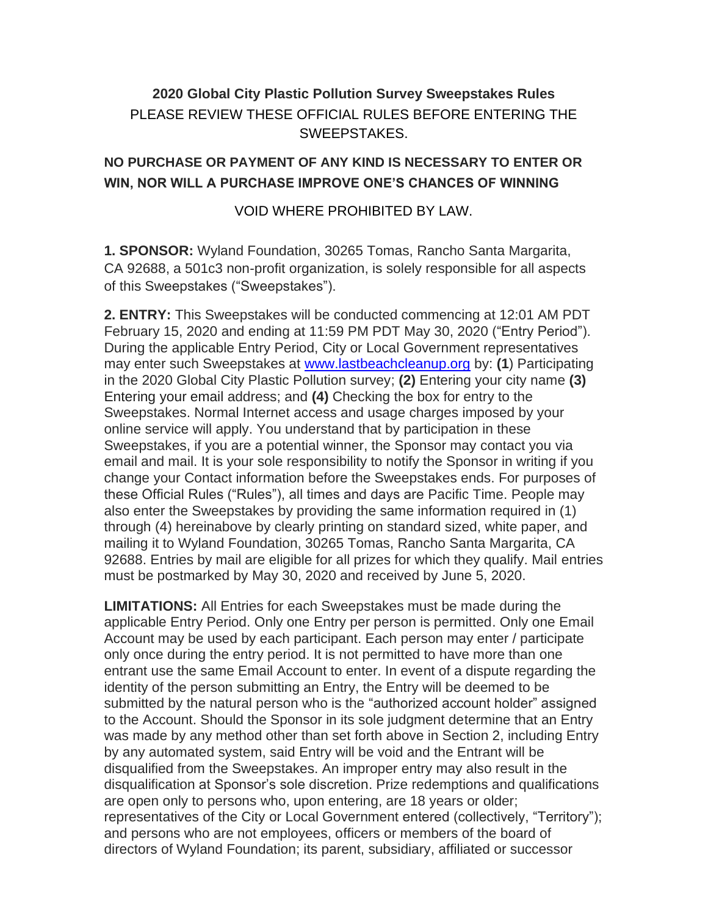# 2020 Global City Plastic Pollution Survey Sweepstakes Rules

PLEASE REVIEW THESE OFFICIAL RULES BEFORE ENTERING THE SWEEPSTAKES.

**NO PURCHASE OR PAYMENT OF ANY KIND IS NECESSARY TO ENTER OR WIN, NOR WILL A PURCHASE IMPROVE ONE'S CHANCES OF WINNING**

VOID WHERE PROHIBITED BY LAW.

**1. SPONSOR:** Wyland Foundation, 30265 Tomas, Rancho Santa Margarita, CA 92688, a 501c3 non-profit organization, is solely responsible for all aspects of this Sweepstakes ("Sweepstakes").

**2. ENTRY:** This Sweepstakes will be conducted commencing at 12:01 AM PDT February 15, 2020 and ending at 11:59 PM PDT May 30, 2020 ("Entry Period"). During the applicable Entry Period, City or Local Government representatives may enter such Sweepstakes at [www.lastbeachcleanup.org](www.lastbeachcleanup.org) by: **(1**) Participating in the 2020 Global City Plastic Pollution survey; **(2)** Entering your city name **(3)** Entering your email address; and **(4)** Checking the box for entry to the Sweepstakes. Normal Internet access and usage charges imposed by your online service will apply. You understand that by participation in these Sweepstakes, if you are a potential winner, the Sponsor may contact you via email and mail. It is your sole responsibility to notify the Sponsor in writing if you change your Contact information before the Sweepstakes ends. For purposes of these Official Rules ("Rules"), all times and days are Pacific Time. People may also enter the Sweepstakes by providing the same information required in (1) through (4) hereinabove by clearly printing on standard sized, white paper, and mailing it to Wyland Foundation, 30265 Tomas, Rancho Santa Margarita, CA 92688. Entries by mail are eligible for all prizes for which they qualify. Mail entries must be postmarked by May 30, 2020 and received by June 5, 2020.

**LIMITATIONS:** All Entries for each Sweepstakes must be made during the applicable Entry Period. Only one Entry per person is permitted. Only one Email Account may be used by each participant. Each person may enter / participate only once during the entry period. It is not permitted to have more than one entrant use the same Email Account to enter. In event of a dispute regarding the identity of the person submitting an Entry, the Entry will be deemed to be submitted by the natural person who is the "authorized account holder" assigned to the Account. Should the Sponsor in its sole judgment determine that an Entry was made by any method other than set forth above in Section 2, including Entry by any automated system, said Entry will be void and the Entrant will be disqualified from the Sweepstakes. An improper entry may also result in the disqualification at Sponsor's sole discretion. Prize redemptions and qualifications are open only to persons who, upon entering, are 18 years or older; representatives of the City or Local Government entered (collectively, "Territory"); and persons who are not employees, officers or members of the board of directors of Wyland Foundation; its parent, subsidiary, affiliated or successor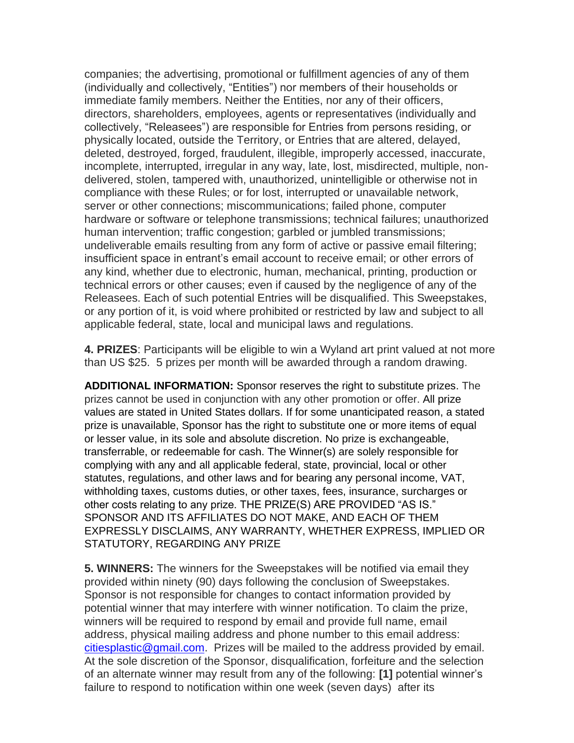companies; the advertising, promotional or fulfillment agencies of any of them (individually and collectively, "Entities") nor members of their households or immediate family members. Neither the Entities, nor any of their officers, directors, shareholders, employees, agents or representatives (individually and collectively, "Releasees") are responsible for Entries from persons residing, or physically located, outside the Territory, or Entries that are altered, delayed, deleted, destroyed, forged, fraudulent, illegible, improperly accessed, inaccurate, incomplete, interrupted, irregular in any way, late, lost, misdirected, multiple, non-delivered, stolen, tampered with, unauthorized, unintelligible or otherwise not in compliance with these Rules; or for lost, interrupted or unavailable network, server or other connections; miscommunications; failed phone, computer hardware or software or telephone transmissions; technical failures; unauthorized human intervention; traffic congestion; garbled or jumbled transmissions; undeliverable emails resulting from any form of active or passive email filtering; insufficient space in entrant's email account to receive email; or other errors of any kind, whether due to electronic, human, mechanical, printing, production or technical errors or other causes; even if caused by the negligence of any of the Releasees. Each of such potential Entries will be disqualified. This Sweepstakes, or any portion of it, is void where prohibited or restricted by law and subject to all applicable federal, state, local and municipal laws and regulations.

**4. PRIZES**: Participants will be eligible to win a Wyland art print valued at not more than US $25. 5 prizes per month will be awarded through a random drawing.

**ADDITIONAL INFORMATION:** Sponsor reserves the right to substitute prizes. The prizes cannot be used in conjunction with any other promotion or offer. All prize values are stated in United States dollars. If for some unanticipated reason, a stated prize is unavailable, Sponsor has the right to substitute one or more items of equal or lesser value, in its sole and absolute discretion. No prize is exchangeable, transferrable, or redeemable for cash. The Winner(s) are solely responsible for complying with any and all applicable federal, state, provincial, local or other statutes, regulations, and other laws and for bearing any personal income, VAT, withholding taxes, customs duties, or other taxes, fees, insurance, surcharges or other costs relating to any prize. THE PRIZE(S) ARE PROVIDED "AS IS." SPONSOR AND ITS AFFILIATES DO NOT MAKE, AND EACH OF THEM EXPRESSLY DISCLAIMS, ANY WARRANTY, WHETHER EXPRESS, IMPLIED OR STATUTORY, REGARDING ANY PRIZE

**5. WINNERS:** The winners for the Sweepstakes will be notified via email they provided within ninety (90) days following the conclusion of Sweepstakes. Sponsor is not responsible for changes to contact information provided by potential winner that may interfere with winner notification. To claim the prize, winners will be required to respond by email and provide full name, email address, physical mailing address and phone number to this email address: citiesplastic@gmail.com. Prizes will be mailed to the address provided by email. At the sole discretion of the Sponsor, disqualification, forfeiture and the selection of an alternate winner may result from any of the following: **[1]** potential winner's failure to respond to notification within one week (seven days) after its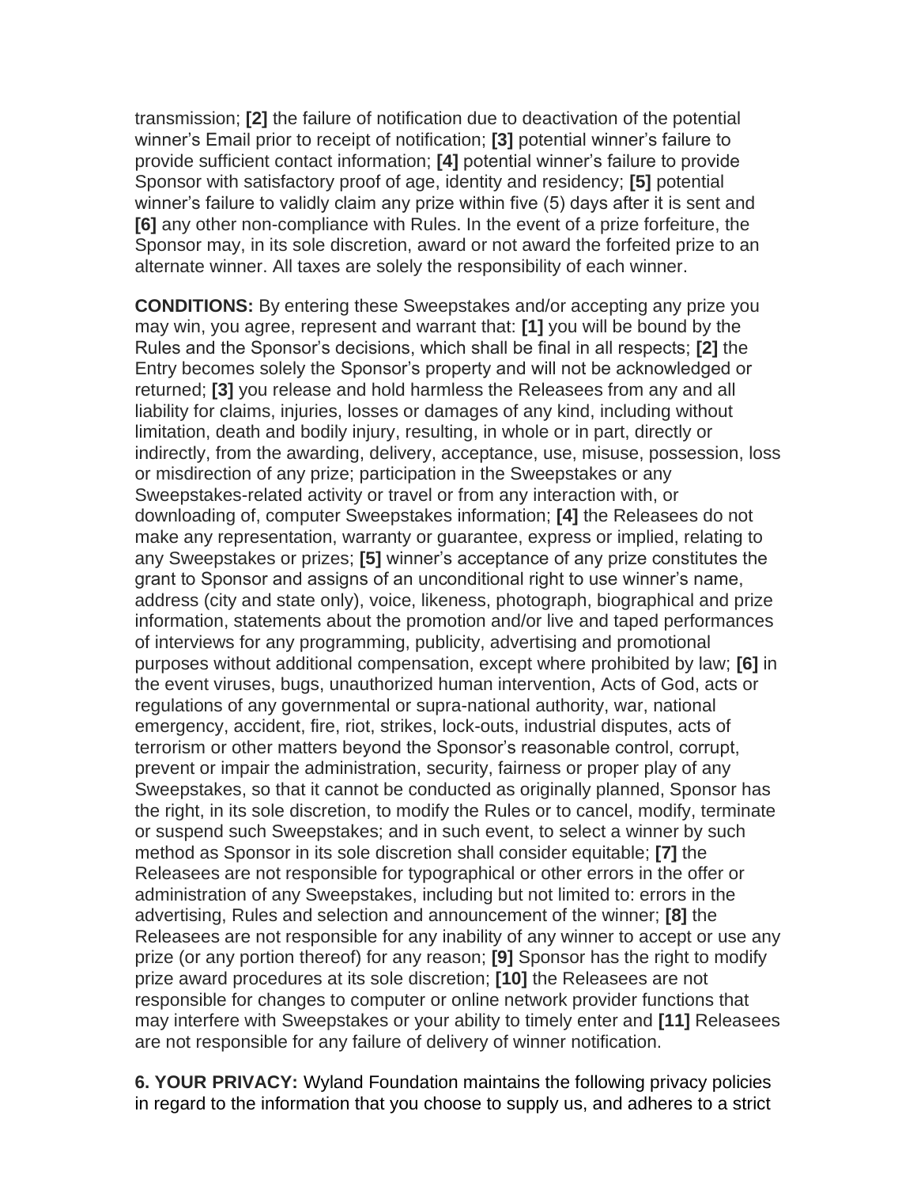transmission; **[2]** the failure of notification due to deactivation of the potential winner's Email prior to receipt of notification; **[3]** potential winner's failure to provide sufficient contact information; **[4]** potential winner's failure to provide Sponsor with satisfactory proof of age, identity and residency; **[5]** potential winner's failure to validly claim any prize within five (5) days after it is sent and **[6]** any other non-compliance with Rules. In the event of a prize forfeiture, the Sponsor may, in its sole discretion, award or not award the forfeited prize to an alternate winner. All taxes are solely the responsibility of each winner.

**CONDITIONS:** By entering these Sweepstakes and/or accepting any prize you may win, you agree, represent and warrant that: **[1]** you will be bound by the Rules and the Sponsor's decisions, which shall be final in all respects; **[2]** the Entry becomes solely the Sponsor's property and will not be acknowledged or returned; **[3]** you release and hold harmless the Releasees from any and all liability for claims, injuries, losses or damages of any kind, including without limitation, death and bodily injury, resulting, in whole or in part, directly or indirectly, from the awarding, delivery, acceptance, use, misuse, possession, loss or misdirection of any prize; participation in the Sweepstakes or any Sweepstakes-related activity or travel or from any interaction with, or downloading of, computer Sweepstakes information; **[4]** the Releasees do not make any representation, warranty or guarantee, express or implied, relating to any Sweepstakes or prizes; **[5]** winner's acceptance of any prize constitutes the grant to Sponsor and assigns of an unconditional right to use winner's name, address (city and state only), voice, likeness, photograph, biographical and prize information, statements about the promotion and/or live and taped performances of interviews for any programming, publicity, advertising and promotional purposes without additional compensation, except where prohibited by law; **[6]** in the event viruses, bugs, unauthorized human intervention, Acts of God, acts or regulations of any governmental or supra-national authority, war, national emergency, accident, fire, riot, strikes, lock-outs, industrial disputes, acts of terrorism or other matters beyond the Sponsor's reasonable control, corrupt, prevent or impair the administration, security, fairness or proper play of any Sweepstakes, so that it cannot be conducted as originally planned, Sponsor has the right, in its sole discretion, to modify the Rules or to cancel, modify, terminate or suspend such Sweepstakes; and in such event, to select a winner by such method as Sponsor in its sole discretion shall consider equitable; **[7]** the Releasees are not responsible for typographical or other errors in the offer or administration of any Sweepstakes, including but not limited to: errors in the advertising, Rules and selection and announcement of the winner; **[8]** the Releasees are not responsible for any inability of any winner to accept or use any prize (or any portion thereof) for any reason; **[9]** Sponsor has the right to modify prize award procedures at its sole discretion; **[10]** the Releasees are not responsible for changes to computer or online network provider functions that may interfere with Sweepstakes or your ability to timely enter and **[11]** Releasees are not responsible for any failure of delivery of winner notification.

**6. YOUR PRIVACY:** Wyland Foundation maintains the following privacy policies in regard to the information that you choose to supply us, and adheres to a strict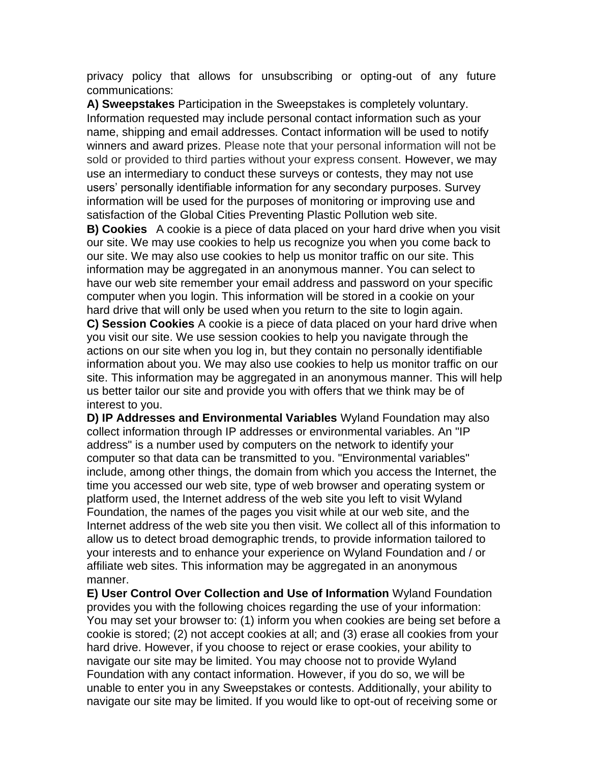privacy policy that allows for unsubscribing or opting-out of any future communications:

**A) Sweepstakes** Participation in the Sweepstakes is completely voluntary. Information requested may include personal contact information such as your name, shipping and email addresses. Contact information will be used to notify winners and award prizes. Please note that your personal information will not be sold or provided to third parties without your express consent. However, we may use an intermediary to conduct these surveys or contests, they may not use users' personally identifiable information for any secondary purposes. Survey information will be used for the purposes of monitoring or improving use and satisfaction of the Global Cities Preventing Plastic Pollution web site.

**B) Cookies** A cookie is a piece of data placed on your hard drive when you visit our site. We may use cookies to help us recognize you when you come back to our site. We may also use cookies to help us monitor traffic on our site. This information may be aggregated in an anonymous manner. You can select to have our web site remember your email address and password on your specific computer when you login. This information will be stored in a cookie on your hard drive that will only be used when you return to the site to login again.

**C) Session Cookies** A cookie is a piece of data placed on your hard drive when you visit our site. We use session cookies to help you navigate through the actions on our site when you log in, but they contain no personally identifiable information about you. We may also use cookies to help us monitor traffic on our site. This information may be aggregated in an anonymous manner. This will help us better tailor our site and provide you with offers that we think may be of interest to you.

**D) IP Addresses and Environmental Variables** Wyland Foundation may also collect information through IP addresses or environmental variables. An "IP address" is a number used by computers on the network to identify your computer so that data can be transmitted to you. "Environmental variables" include, among other things, the domain from which you access the Internet, the time you accessed our web site, type of web browser and operating system or platform used, the Internet address of the web site you left to visit Wyland Foundation, the names of the pages you visit while at our web site, and the Internet address of the web site you then visit. We collect all of this information to allow us to detect broad demographic trends, to provide information tailored to your interests and to enhance your experience on Wyland Foundation and / or affiliate web sites. This information may be aggregated in an anonymous manner.

**E) User Control Over Collection and Use of Information** Wyland Foundation provides you with the following choices regarding the use of your information: You may set your browser to: (1) inform you when cookies are being set before a cookie is stored; (2) not accept cookies at all; and (3) erase all cookies from your hard drive. However, if you choose to reject or erase cookies, your ability to navigate our site may be limited. You may choose not to provide Wyland Foundation with any contact information. However, if you do so, we will be unable to enter you in any Sweepstakes or contests. Additionally, your ability to navigate our site may be limited. If you would like to opt-out of receiving some or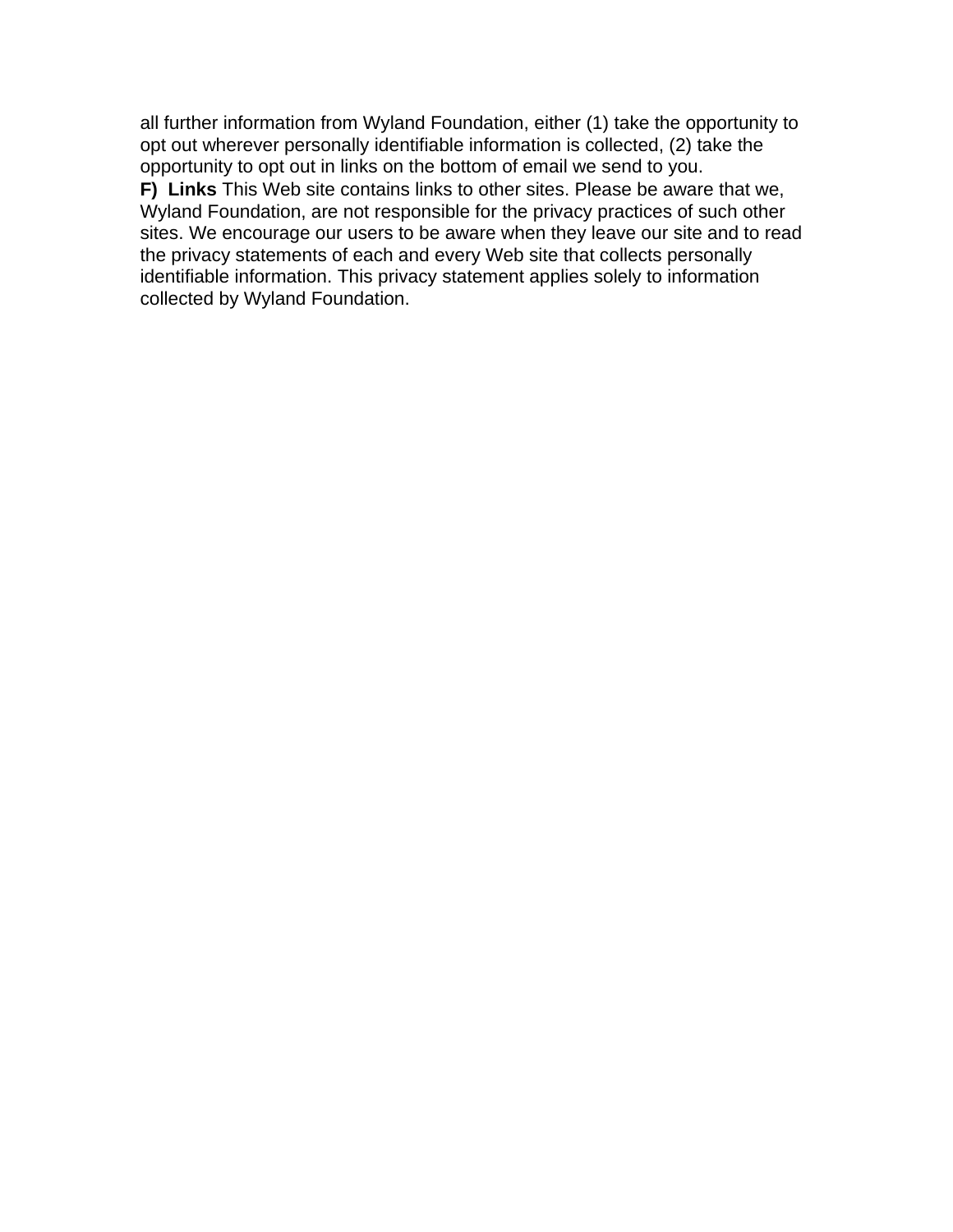all further information from Wyland Foundation, either (1) take the opportunity to opt out wherever personally identifiable information is collected, (2) take the opportunity to opt out in links on the bottom of email we send to you.

**F) Links** This Web site contains links to other sites. Please be aware that we, Wyland Foundation, are not responsible for the privacy practices of such other sites. We encourage our users to be aware when they leave our site and to read the privacy statements of each and every Web site that collects personally identifiable information. This privacy statement applies solely to information collected by Wyland Foundation.